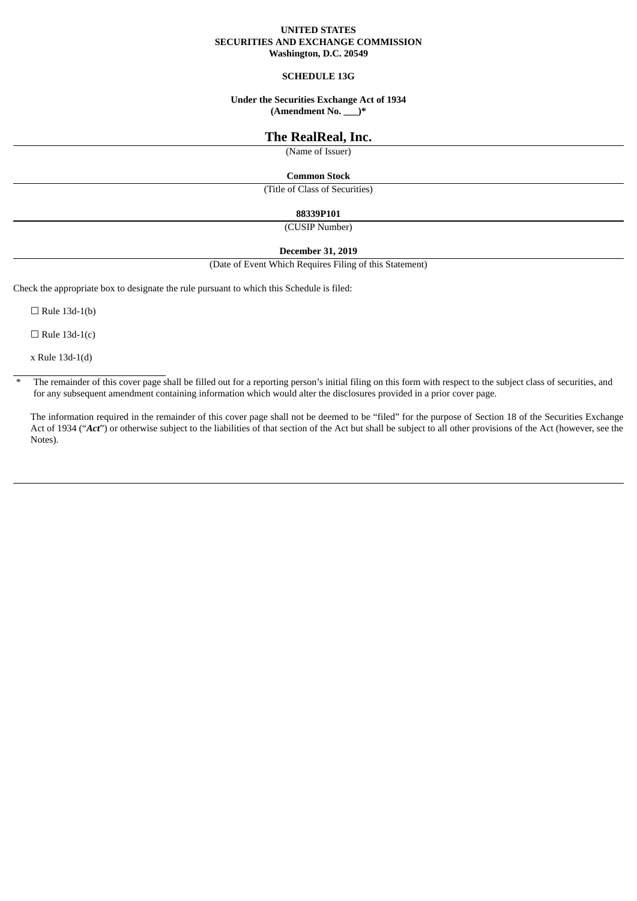**UNITED STATES**
**SECURITIES AND EXCHANGE COMMISSION**
**Washington, D.C. 20549**

**SCHEDULE 13G**

**Under the Securities Exchange Act of 1934**
**(Amendment No. ___)***

# The RealReal, Inc.

(Name of Issuer)

**Common Stock**

(Title of Class of Securities)

**88339P101**

(CUSIP Number)

**December 31, 2019**

(Date of Event Which Requires Filing of this Statement)

Check the appropriate box to designate the rule pursuant to which this Schedule is filed:

☐ Rule 13d-1(b)

☐ Rule 13d-1(c)

x Rule 13d-1(d)

---

\* The remainder of this cover page shall be filled out for a reporting person's initial filing on this form with respect to the subject class of securities, and for any subsequent amendment containing information which would alter the disclosures provided in a prior cover page.

The information required in the remainder of this cover page shall not be deemed to be "filed" for the purpose of Section 18 of the Securities Exchange Act of 1934 ("***Act***") or otherwise subject to the liabilities of that section of the Act but shall be subject to all other provisions of the Act (however, see the Notes).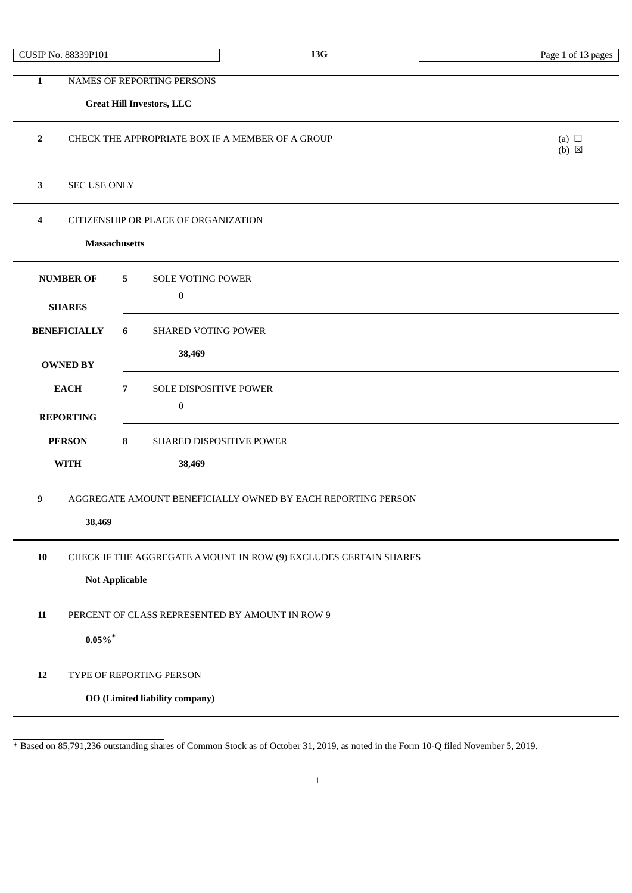| | | |
|---|---|---|
| **1** | NAMES OF REPORTING PERSONS<br><br>**Great Hill Investors, LLC** | |
| **2** | CHECK THE APPROPRIATE BOX IF A MEMBER OF A GROUP | (a) ☐<br>(b) ☒ |
| **3** | SEC USE ONLY | |
| **4** | CITIZENSHIP OR PLACE OF ORGANIZATION<br><br>**Massachusetts** | |

| | | |
|---|---|---|
| **NUMBER OF SHARES BENEFICIALLY OWNED BY EACH REPORTING PERSON WITH** | **5** | SOLE VOTING POWER<br><br>0 |
| | **6** | SHARED VOTING POWER<br><br>**38,469** |
| | **7** | SOLE DISPOSITIVE POWER<br><br>0 |
| | **8** | SHARED DISPOSITIVE POWER<br><br>**38,469** |

| | |
|---|---|
| **9** | AGGREGATE AMOUNT BENEFICIALLY OWNED BY EACH REPORTING PERSON<br><br>**38,469** |
| **10** | CHECK IF THE AGGREGATE AMOUNT IN ROW (9) EXCLUDES CERTAIN SHARES<br><br>**Not Applicable** |
| **11** | PERCENT OF CLASS REPRESENTED BY AMOUNT IN ROW 9<br><br>**0.05%*** |
| **12** | TYPE OF REPORTING PERSON<br><br>**OO (Limited liability company)** |

\* Based on 85,791,236 outstanding shares of Common Stock as of October 31, 2019, as noted in the Form 10-Q filed November 5, 2019.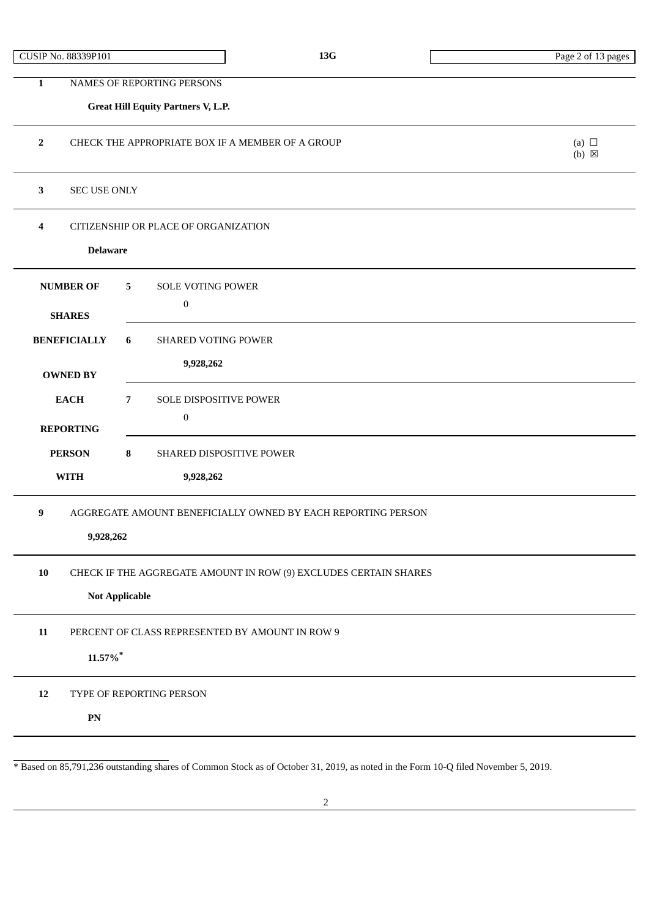CUSIP No. 88339P101 | 13G

| | | | |
|---|---|---|---|
| 1 | NAMES OF REPORTING PERSONS<br><br>**Great Hill Equity Partners V, L.P.** | | |
| 2 | CHECK THE APPROPRIATE BOX IF A MEMBER OF A GROUP | | (a) ☐<br>(b) ☒ |
| 3 | SEC USE ONLY | | |
| 4 | CITIZENSHIP OR PLACE OF ORGANIZATION<br><br>**Delaware** | | |
| **NUMBER OF SHARES BENEFICIALLY OWNED BY EACH REPORTING PERSON WITH** | 5 | SOLE VOTING POWER<br><br>0 | |
| | 6 | SHARED VOTING POWER<br><br>**9,928,262** | |
| | 7 | SOLE DISPOSITIVE POWER<br><br>0 | |
| | 8 | SHARED DISPOSITIVE POWER<br><br>**9,928,262** | |
| 9 | AGGREGATE AMOUNT BENEFICIALLY OWNED BY EACH REPORTING PERSON<br><br>**9,928,262** | | |
| 10 | CHECK IF THE AGGREGATE AMOUNT IN ROW (9) EXCLUDES CERTAIN SHARES<br><br>**Not Applicable** | | |
| 11 | PERCENT OF CLASS REPRESENTED BY AMOUNT IN ROW 9<br><br>**11.57%***  | | |
| 12 | TYPE OF REPORTING PERSON<br><br>**PN** | | |

* Based on 85,791,236 outstanding shares of Common Stock as of October 31, 2019, as noted in the Form 10-Q filed November 5, 2019.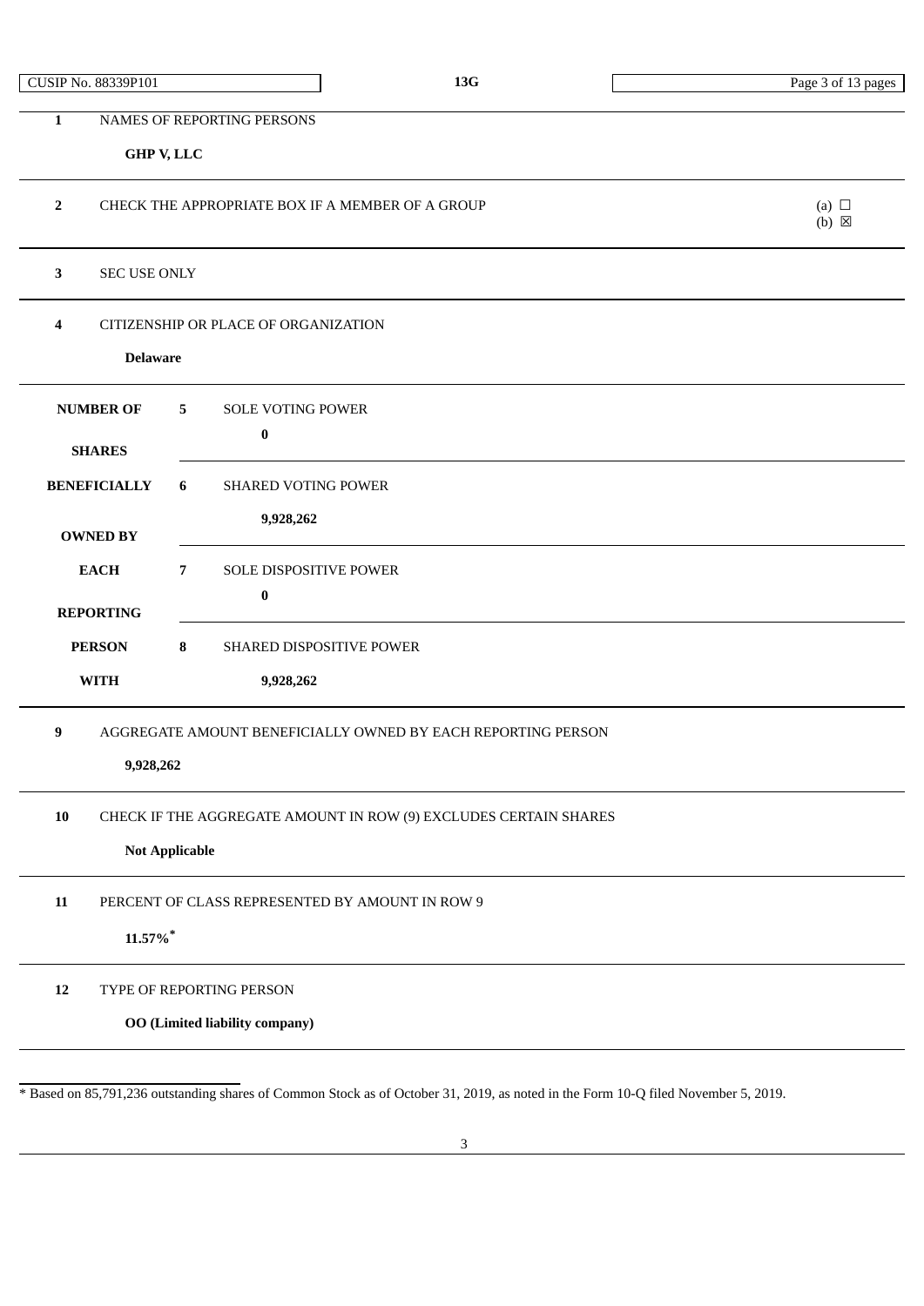CUSIP No. 88339P101 | 13G

| | | | |
|---|---|---|---|
| 1 | NAMES OF REPORTING PERSONS<br><br>**GHP V, LLC** | | |
| 2 | CHECK THE APPROPRIATE BOX IF A MEMBER OF A GROUP | | (a) ☐<br>(b) ☒ |
| 3 | SEC USE ONLY | | |
| 4 | CITIZENSHIP OR PLACE OF ORGANIZATION<br><br>**Delaware** | | |
| **NUMBER OF SHARES BENEFICIALLY OWNED BY EACH REPORTING PERSON WITH** | 5 | SOLE VOTING POWER<br><br>**0** | |
| | 6 | SHARED VOTING POWER<br><br>**9,928,262** | |
| | 7 | SOLE DISPOSITIVE POWER<br><br>**0** | |
| | 8 | SHARED DISPOSITIVE POWER<br><br>**9,928,262** | |
| 9 | AGGREGATE AMOUNT BENEFICIALLY OWNED BY EACH REPORTING PERSON<br><br>**9,928,262** | | |
| 10 | CHECK IF THE AGGREGATE AMOUNT IN ROW (9) EXCLUDES CERTAIN SHARES<br><br>**Not Applicable** | | |
| 11 | PERCENT OF CLASS REPRESENTED BY AMOUNT IN ROW 9<br><br>**11.57%***  | | |
| 12 | TYPE OF REPORTING PERSON<br><br>**OO (Limited liability company)** | | |

* Based on 85,791,236 outstanding shares of Common Stock as of October 31, 2019, as noted in the Form 10-Q filed November 5, 2019.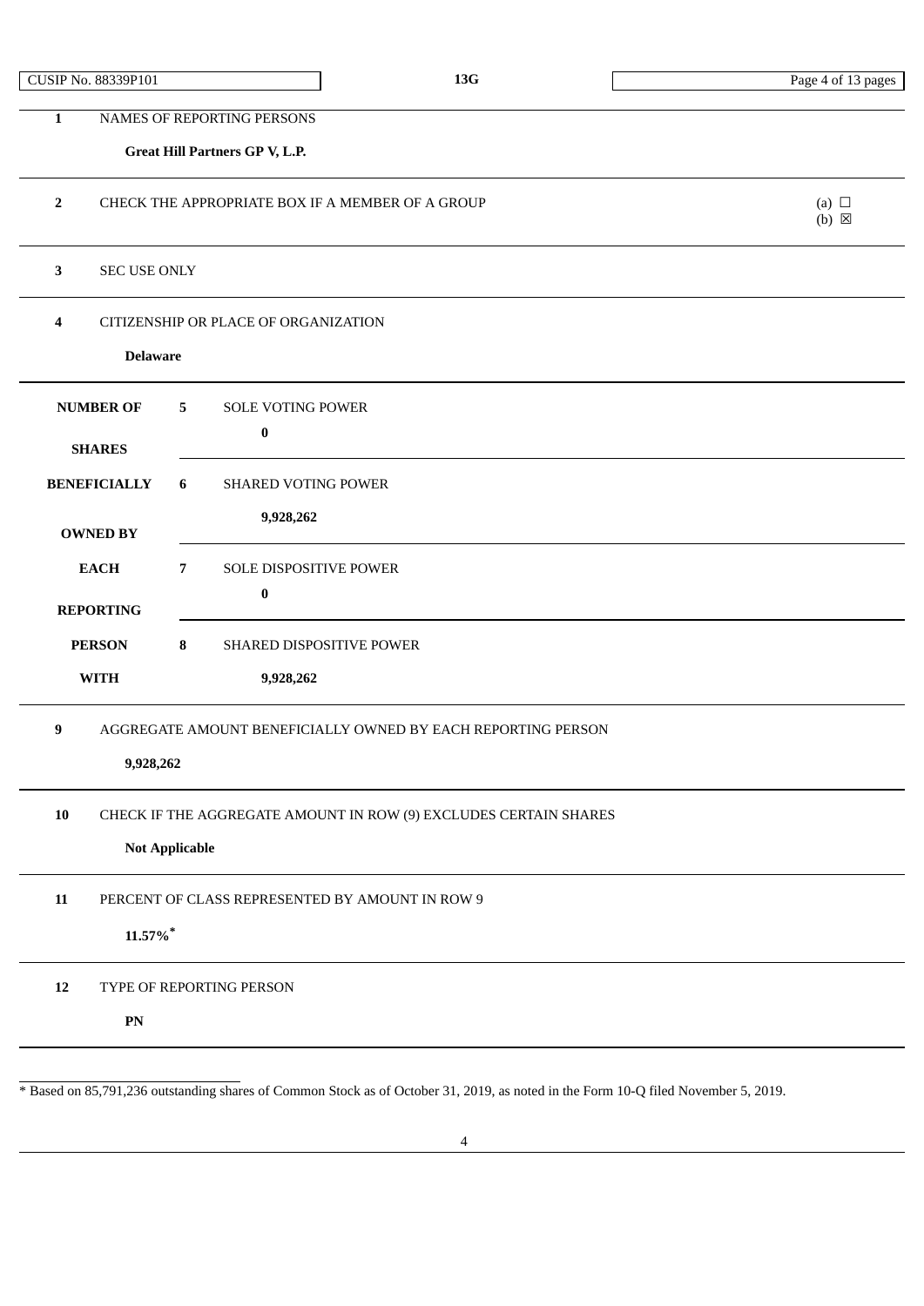CUSIP No. 88339P101 | 13G

| | | |
|---|---|---|
| **1** | NAMES OF REPORTING PERSONS<br>**Great Hill Partners GP V, L.P.** | |
| **2** | CHECK THE APPROPRIATE BOX IF A MEMBER OF A GROUP | (a) ☐<br>(b) ☒ |
| **3** | SEC USE ONLY | |
| **4** | CITIZENSHIP OR PLACE OF ORGANIZATION<br>**Delaware** | |

| | | |
|---|---|---|
| **NUMBER OF SHARES BENEFICIALLY OWNED BY EACH REPORTING PERSON WITH** | **5** | SOLE VOTING POWER<br>**0** |
| | **6** | SHARED VOTING POWER<br>**9,928,262** |
| | **7** | SOLE DISPOSITIVE POWER<br>**0** |
| | **8** | SHARED DISPOSITIVE POWER<br>**9,928,262** |

| | |
|---|---|
| **9** | AGGREGATE AMOUNT BENEFICIALLY OWNED BY EACH REPORTING PERSON<br>**9,928,262** |
| **10** | CHECK IF THE AGGREGATE AMOUNT IN ROW (9) EXCLUDES CERTAIN SHARES<br>**Not Applicable** |
| **11** | PERCENT OF CLASS REPRESENTED BY AMOUNT IN ROW 9<br>**11.57%*** |
| **12** | TYPE OF REPORTING PERSON<br>**PN** |

* Based on 85,791,236 outstanding shares of Common Stock as of October 31, 2019, as noted in the Form 10-Q filed November 5, 2019.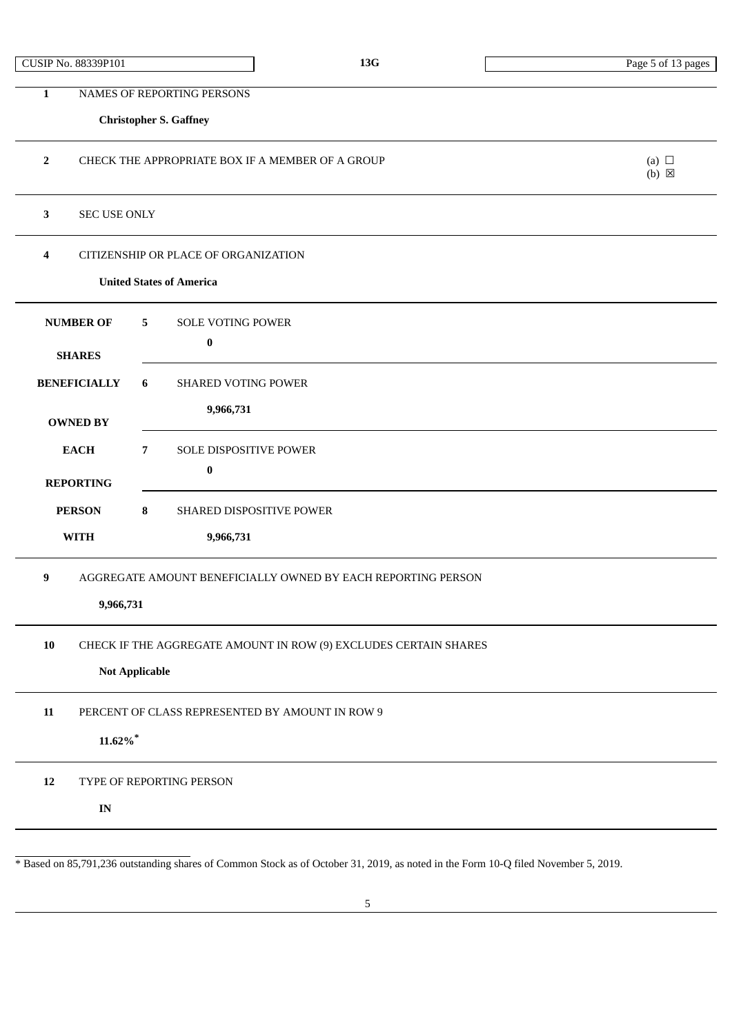| CUSIP No. 88339P101 | 13G | |
|---|---|---|

| | | | |
|---|---|---|---|
| 1 | NAMES OF REPORTING PERSONS<br><br>**Christopher S. Gaffney** | | |
| 2 | CHECK THE APPROPRIATE BOX IF A MEMBER OF A GROUP | | (a) ☐<br>(b) ☒ |
| 3 | SEC USE ONLY | | |
| 4 | CITIZENSHIP OR PLACE OF ORGANIZATION<br><br>**United States of America** | | |
| **NUMBER OF SHARES BENEFICIALLY OWNED BY EACH REPORTING PERSON WITH** | 5 | SOLE VOTING POWER<br><br>**0** | |
| | 6 | SHARED VOTING POWER<br><br>**9,966,731** | |
| | 7 | SOLE DISPOSITIVE POWER<br><br>**0** | |
| | 8 | SHARED DISPOSITIVE POWER<br><br>**9,966,731** | |
| 9 | AGGREGATE AMOUNT BENEFICIALLY OWNED BY EACH REPORTING PERSON<br><br>**9,966,731** | | |
| 10 | CHECK IF THE AGGREGATE AMOUNT IN ROW (9) EXCLUDES CERTAIN SHARES<br><br>**Not Applicable** | | |
| 11 | PERCENT OF CLASS REPRESENTED BY AMOUNT IN ROW 9<br><br>**11.62%*** | | |
| 12 | TYPE OF REPORTING PERSON<br><br>**IN** | | |

* Based on 85,791,236 outstanding shares of Common Stock as of October 31, 2019, as noted in the Form 10-Q filed November 5, 2019.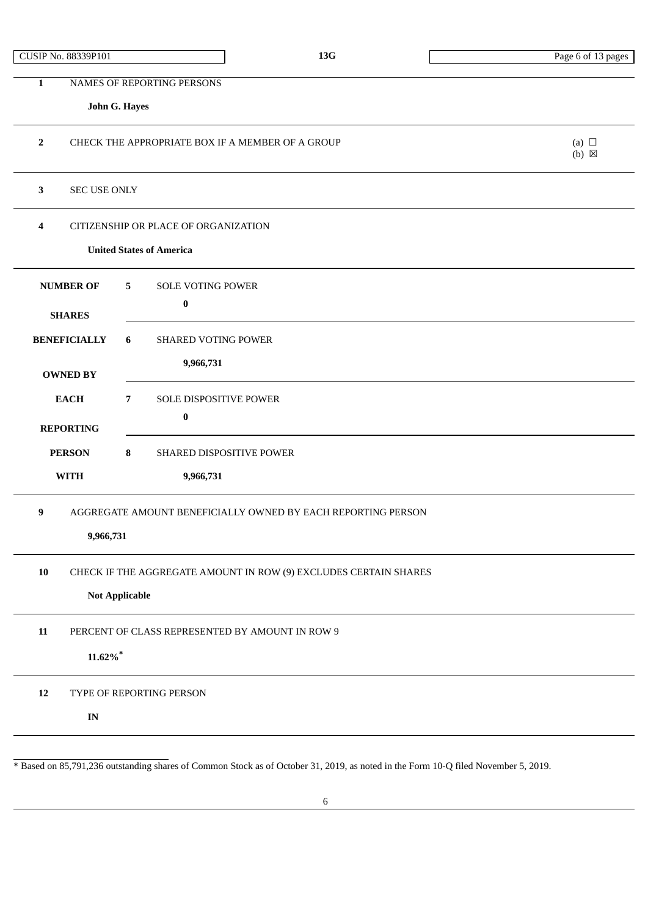CUSIP No. 88339P101 | **13G**

| | | | |
|---|---|---|---|
| **1** | NAMES OF REPORTING PERSONS<br><br>**John G. Hayes** | | |
| **2** | CHECK THE APPROPRIATE BOX IF A MEMBER OF A GROUP | | (a) ☐<br>(b) ☒ |
| **3** | SEC USE ONLY | | |
| **4** | CITIZENSHIP OR PLACE OF ORGANIZATION<br><br>**United States of America** | | |
| **NUMBER OF SHARES BENEFICIALLY OWNED BY EACH REPORTING PERSON WITH** | **5** | SOLE VOTING POWER<br><br>**0** | |
| | **6** | SHARED VOTING POWER<br><br>**9,966,731** | |
| | **7** | SOLE DISPOSITIVE POWER<br><br>**0** | |
| | **8** | SHARED DISPOSITIVE POWER<br><br>**9,966,731** | |
| **9** | AGGREGATE AMOUNT BENEFICIALLY OWNED BY EACH REPORTING PERSON<br><br>**9,966,731** | | |
| **10** | CHECK IF THE AGGREGATE AMOUNT IN ROW (9) EXCLUDES CERTAIN SHARES<br><br>**Not Applicable** | | |
| **11** | PERCENT OF CLASS REPRESENTED BY AMOUNT IN ROW 9<br><br>**11.62%*** | | |
| **12** | TYPE OF REPORTING PERSON<br><br>**IN** | | |

* Based on 85,791,236 outstanding shares of Common Stock as of October 31, 2019, as noted in the Form 10-Q filed November 5, 2019.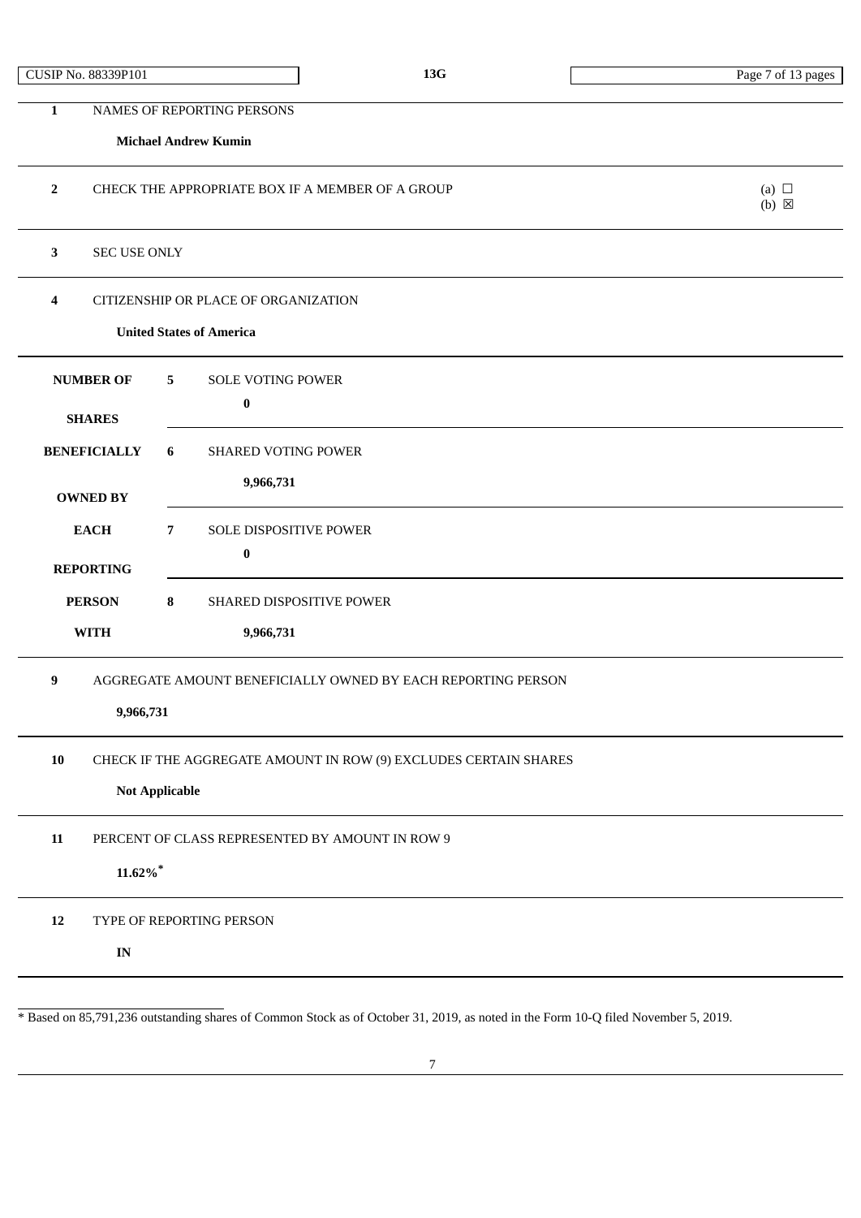| | | | |
|---|---|---|---|
| 1 | NAMES OF REPORTING PERSONS<br><br>**Michael Andrew Kumin** | | |
| 2 | CHECK THE APPROPRIATE BOX IF A MEMBER OF A GROUP | | (a) ☐<br>(b) ☒ |
| 3 | SEC USE ONLY | | |
| 4 | CITIZENSHIP OR PLACE OF ORGANIZATION<br><br>**United States of America** | | |
| **NUMBER OF SHARES BENEFICIALLY OWNED BY EACH REPORTING PERSON WITH** | 5 | SOLE VOTING POWER<br><br>**0** | |
| | 6 | SHARED VOTING POWER<br><br>**9,966,731** | |
| | 7 | SOLE DISPOSITIVE POWER<br><br>**0** | |
| | 8 | SHARED DISPOSITIVE POWER<br><br>**9,966,731** | |
| 9 | AGGREGATE AMOUNT BENEFICIALLY OWNED BY EACH REPORTING PERSON<br><br>**9,966,731** | | |
| 10 | CHECK IF THE AGGREGATE AMOUNT IN ROW (9) EXCLUDES CERTAIN SHARES<br><br>**Not Applicable** | | |
| 11 | PERCENT OF CLASS REPRESENTED BY AMOUNT IN ROW 9<br><br>**11.62%*** | | |
| 12 | TYPE OF REPORTING PERSON<br><br>**IN** | | |

* Based on 85,791,236 outstanding shares of Common Stock as of October 31, 2019, as noted in the Form 10-Q filed November 5, 2019.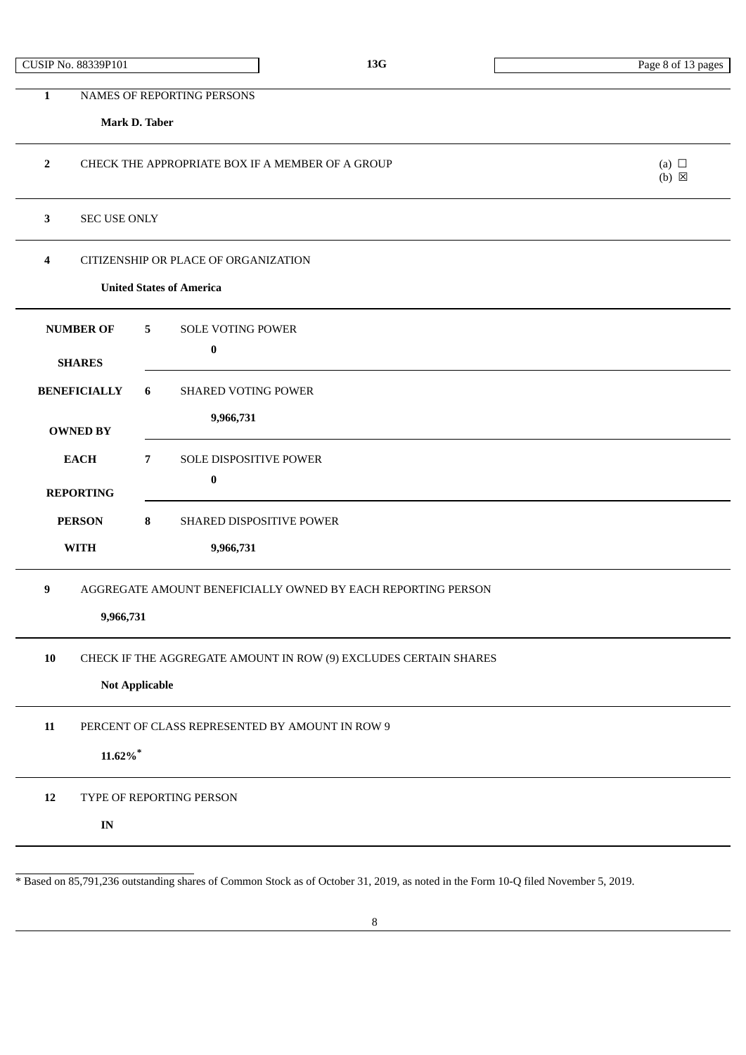| CUSIP No. 88339P101 | 13G | |
|---|---|---|

| | | | |
|---|---|---|---|
| 1 | NAMES OF REPORTING PERSONS<br><br>**Mark D. Taber** | | |
| 2 | CHECK THE APPROPRIATE BOX IF A MEMBER OF A GROUP | | (a) ☐<br>(b) ☒ |
| 3 | SEC USE ONLY | | |
| 4 | CITIZENSHIP OR PLACE OF ORGANIZATION<br><br>**United States of America** | | |
| **NUMBER OF SHARES BENEFICIALLY OWNED BY EACH REPORTING PERSON WITH** | 5 | SOLE VOTING POWER<br><br>**0** | |
| | 6 | SHARED VOTING POWER<br><br>**9,966,731** | |
| | 7 | SOLE DISPOSITIVE POWER<br><br>**0** | |
| | 8 | SHARED DISPOSITIVE POWER<br><br>**9,966,731** | |
| 9 | AGGREGATE AMOUNT BENEFICIALLY OWNED BY EACH REPORTING PERSON<br><br>**9,966,731** | | |
| 10 | CHECK IF THE AGGREGATE AMOUNT IN ROW (9) EXCLUDES CERTAIN SHARES<br><br>**Not Applicable** | | |
| 11 | PERCENT OF CLASS REPRESENTED BY AMOUNT IN ROW 9<br><br>**11.62%*** | | |
| 12 | TYPE OF REPORTING PERSON<br><br>**IN** | | |

* Based on 85,791,236 outstanding shares of Common Stock as of October 31, 2019, as noted in the Form 10-Q filed November 5, 2019.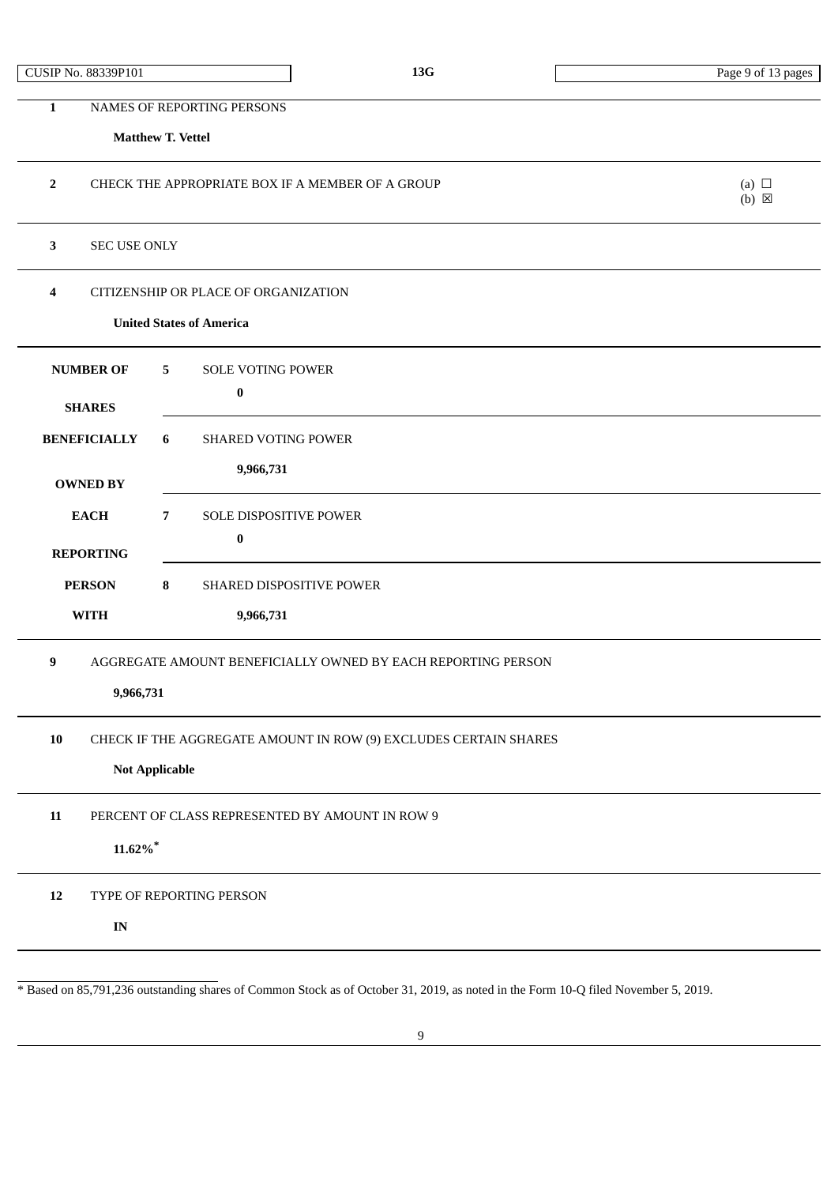CUSIP No. 88339P101 | 13G

| | | |
|---|---|---|
| 1 | NAMES OF REPORTING PERSONS<br><br>**Matthew T. Vettel** | |
| 2 | CHECK THE APPROPRIATE BOX IF A MEMBER OF A GROUP | (a) ☐<br>(b) ☒ |
| 3 | SEC USE ONLY | |
| 4 | CITIZENSHIP OR PLACE OF ORGANIZATION<br><br>**United States of America** | |

| NUMBER OF SHARES BENEFICIALLY OWNED BY EACH REPORTING PERSON WITH | | |
|---|---|---|
| | 5 | SOLE VOTING POWER<br><br>**0** |
| | 6 | SHARED VOTING POWER<br><br>**9,966,731** |
| | 7 | SOLE DISPOSITIVE POWER<br><br>**0** |
| | 8 | SHARED DISPOSITIVE POWER<br><br>**9,966,731** |

| | |
|---|---|
| 9 | AGGREGATE AMOUNT BENEFICIALLY OWNED BY EACH REPORTING PERSON<br><br>**9,966,731** |
| 10 | CHECK IF THE AGGREGATE AMOUNT IN ROW (9) EXCLUDES CERTAIN SHARES<br><br>**Not Applicable** |
| 11 | PERCENT OF CLASS REPRESENTED BY AMOUNT IN ROW 9<br><br>**11.62%*** |
| 12 | TYPE OF REPORTING PERSON<br><br>**IN** |

* Based on 85,791,236 outstanding shares of Common Stock as of October 31, 2019, as noted in the Form 10-Q filed November 5, 2019.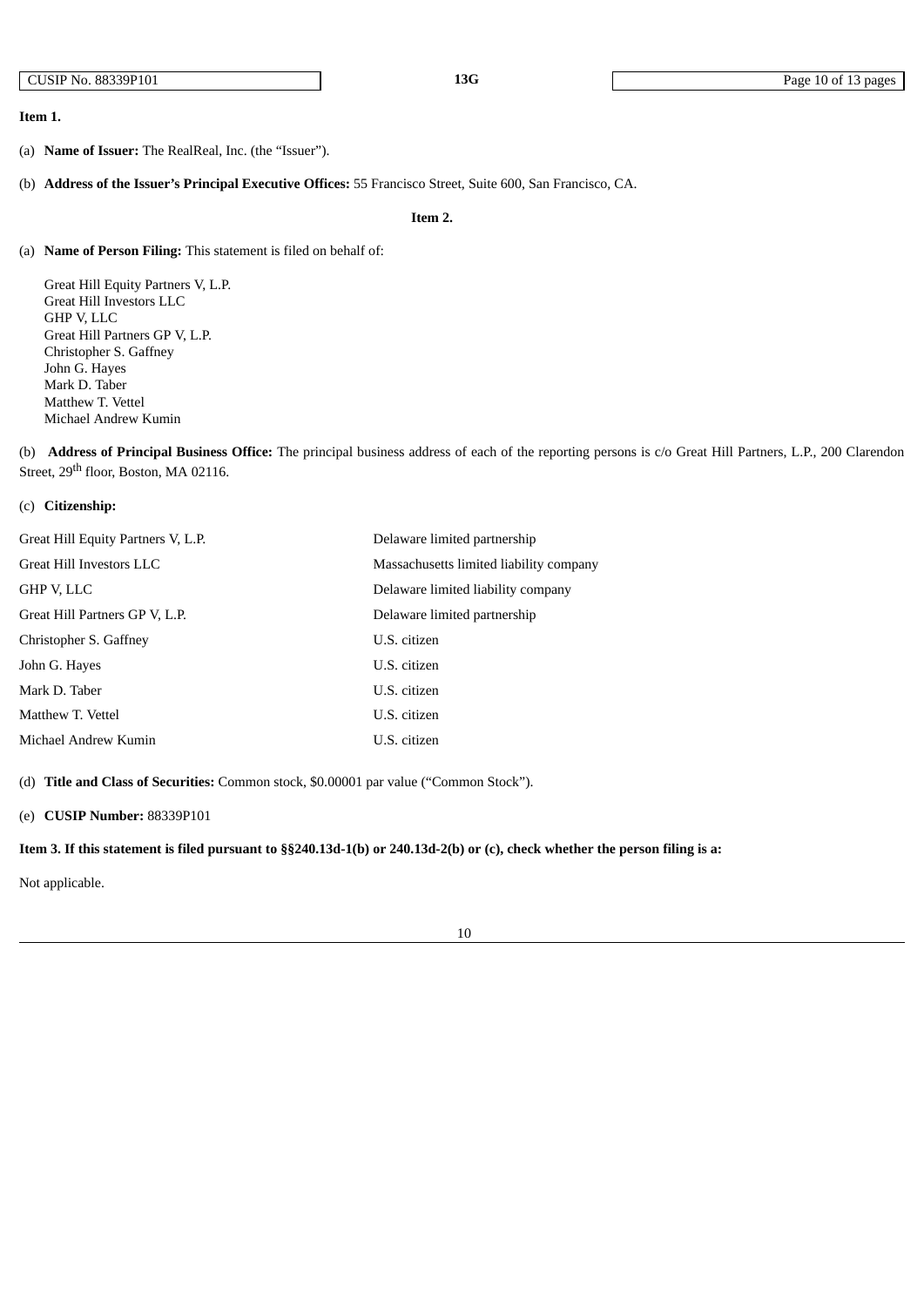**Item 1.**

(a) **Name of Issuer:** The RealReal, Inc. (the "Issuer").

(b) **Address of the Issuer's Principal Executive Offices:** 55 Francisco Street, Suite 600, San Francisco, CA.

**Item 2.**

(a) **Name of Person Filing:** This statement is filed on behalf of:

Great Hill Equity Partners V, L.P.
Great Hill Investors LLC
GHP V, LLC
Great Hill Partners GP V, L.P.
Christopher S. Gaffney
John G. Hayes
Mark D. Taber
Matthew T. Vettel
Michael Andrew Kumin

(b) **Address of Principal Business Office:** The principal business address of each of the reporting persons is c/o Great Hill Partners, L.P., 200 Clarendon Street, 29th floor, Boston, MA 02116.

(c) **Citizenship:**

| | |
|---|---|
| Great Hill Equity Partners V, L.P. | Delaware limited partnership |
| Great Hill Investors LLC | Massachusetts limited liability company |
| GHP V, LLC | Delaware limited liability company |
| Great Hill Partners GP V, L.P. | Delaware limited partnership |
| Christopher S. Gaffney | U.S. citizen |
| John G. Hayes | U.S. citizen |
| Mark D. Taber | U.S. citizen |
| Matthew T. Vettel | U.S. citizen |
| Michael Andrew Kumin | U.S. citizen |

(d) **Title and Class of Securities:** Common stock, $0.00001 par value ("Common Stock").

(e) **CUSIP Number:** 88339P101

**Item 3. If this statement is filed pursuant to §§240.13d-1(b) or 240.13d-2(b) or (c), check whether the person filing is a:**

Not applicable.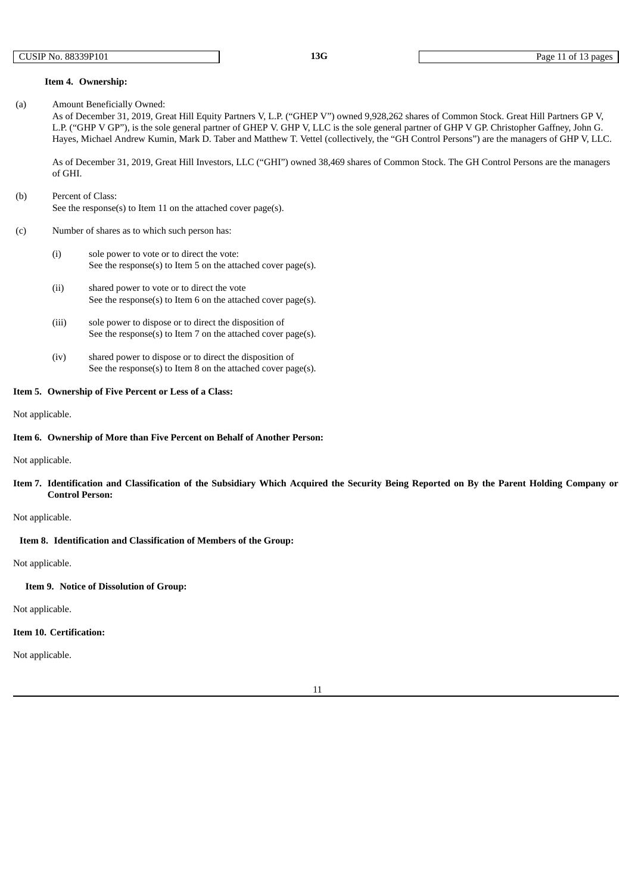**Item 4. Ownership:**

(a) Amount Beneficially Owned:

As of December 31, 2019, Great Hill Equity Partners V, L.P. ("GHEP V") owned 9,928,262 shares of Common Stock. Great Hill Partners GP V, L.P. ("GHP V GP"), is the sole general partner of GHEP V. GHP V, LLC is the sole general partner of GHP V GP. Christopher Gaffney, John G. Hayes, Michael Andrew Kumin, Mark D. Taber and Matthew T. Vettel (collectively, the "GH Control Persons") are the managers of GHP V, LLC.

As of December 31, 2019, Great Hill Investors, LLC ("GHI") owned 38,469 shares of Common Stock. The GH Control Persons are the managers of GHI.

(b) Percent of Class:

See the response(s) to Item 11 on the attached cover page(s).

(c) Number of shares as to which such person has:

(i) sole power to vote or to direct the vote:
See the response(s) to Item 5 on the attached cover page(s).

(ii) shared power to vote or to direct the vote
See the response(s) to Item 6 on the attached cover page(s).

(iii) sole power to dispose or to direct the disposition of
See the response(s) to Item 7 on the attached cover page(s).

(iv) shared power to dispose or to direct the disposition of
See the response(s) to Item 8 on the attached cover page(s).

**Item 5. Ownership of Five Percent or Less of a Class:**

Not applicable.

**Item 6. Ownership of More than Five Percent on Behalf of Another Person:**

Not applicable.

**Item 7. Identification and Classification of the Subsidiary Which Acquired the Security Being Reported on By the Parent Holding Company or Control Person:**

Not applicable.

**Item 8. Identification and Classification of Members of the Group:**

Not applicable.

**Item 9. Notice of Dissolution of Group:**

Not applicable.

**Item 10. Certification:**

Not applicable.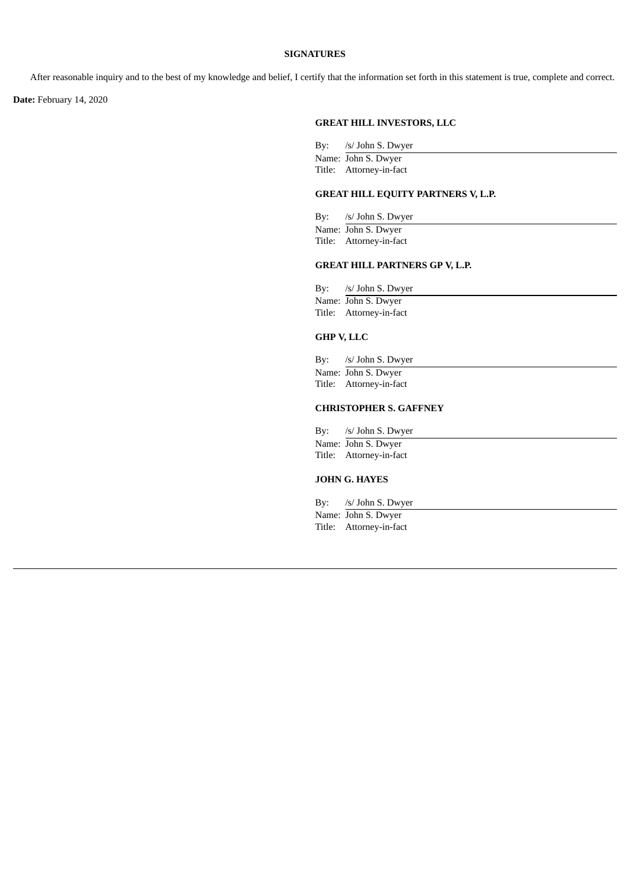## SIGNATURES

After reasonable inquiry and to the best of my knowledge and belief, I certify that the information set forth in this statement is true, complete and correct.

**Date:** February 14, 2020

**GREAT HILL INVESTORS, LLC**

By: /s/ John S. Dwyer
Name: John S. Dwyer
Title: Attorney-in-fact

**GREAT HILL EQUITY PARTNERS V, L.P.**

By: /s/ John S. Dwyer
Name: John S. Dwyer
Title: Attorney-in-fact

**GREAT HILL PARTNERS GP V, L.P.**

By: /s/ John S. Dwyer
Name: John S. Dwyer
Title: Attorney-in-fact

**GHP V, LLC**

By: /s/ John S. Dwyer
Name: John S. Dwyer
Title: Attorney-in-fact

**CHRISTOPHER S. GAFFNEY**

By: /s/ John S. Dwyer
Name: John S. Dwyer
Title: Attorney-in-fact

**JOHN G. HAYES**

By: /s/ John S. Dwyer
Name: John S. Dwyer
Title: Attorney-in-fact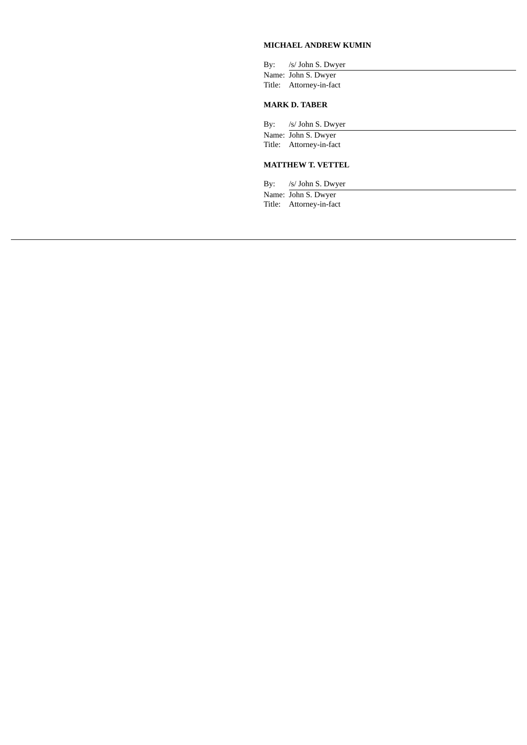**MICHAEL ANDREW KUMIN**

By: /s/ John S. Dwyer
Name: John S. Dwyer
Title: Attorney-in-fact

**MARK D. TABER**

By: /s/ John S. Dwyer
Name: John S. Dwyer
Title: Attorney-in-fact

**MATTHEW T. VETTEL**

By: /s/ John S. Dwyer
Name: John S. Dwyer
Title: Attorney-in-fact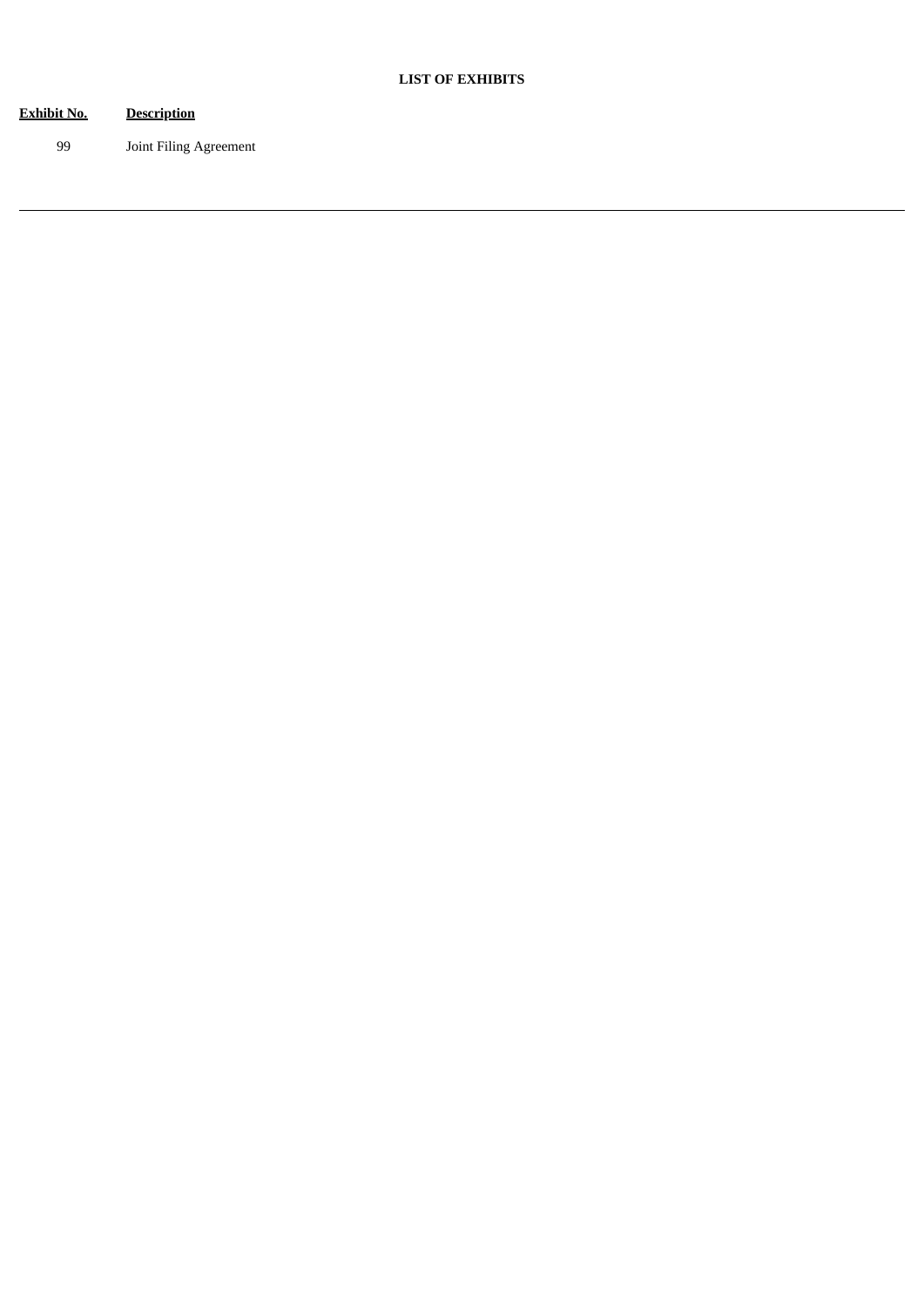**LIST OF EXHIBITS**

| Exhibit No. | Description |
| --- | --- |
| 99 | Joint Filing Agreement |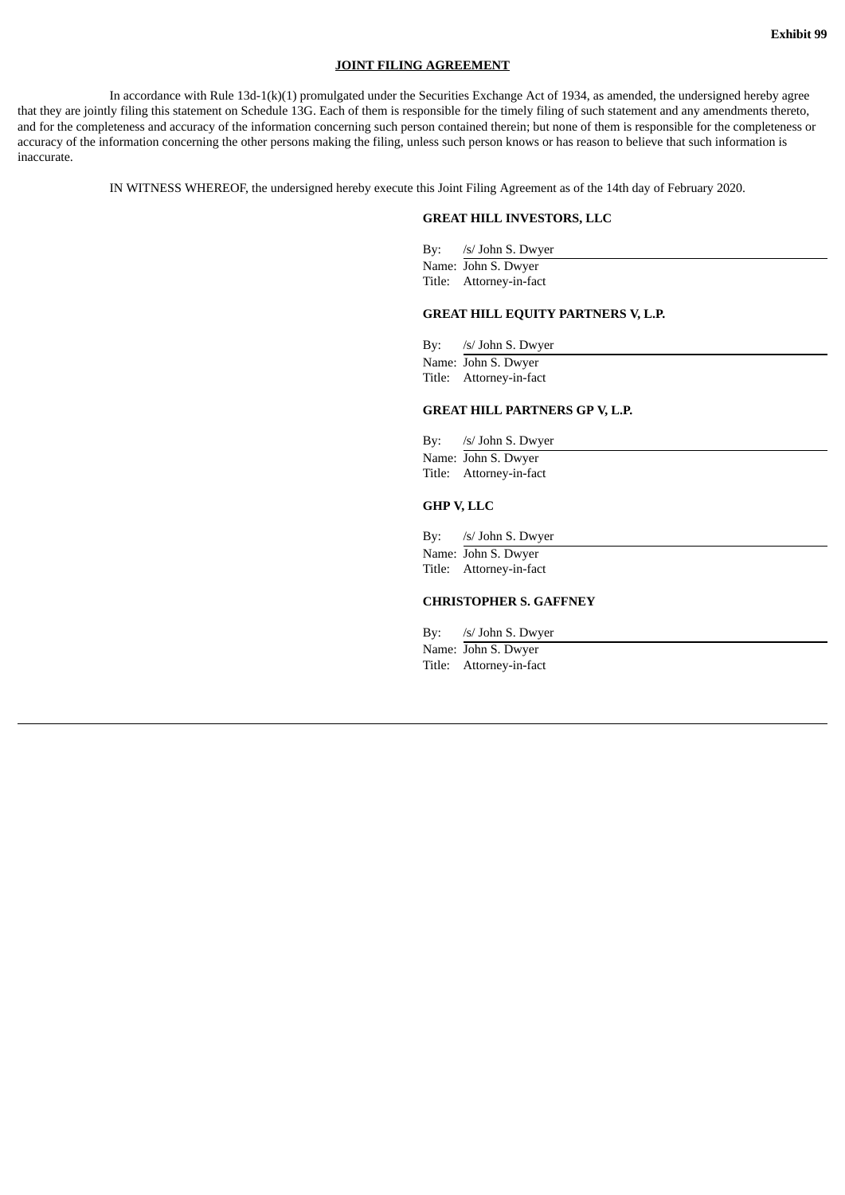**Exhibit 99**

**JOINT FILING AGREEMENT**

In accordance with Rule 13d-1(k)(1) promulgated under the Securities Exchange Act of 1934, as amended, the undersigned hereby agree that they are jointly filing this statement on Schedule 13G. Each of them is responsible for the timely filing of such statement and any amendments thereto, and for the completeness and accuracy of the information concerning such person contained therein; but none of them is responsible for the completeness or accuracy of the information concerning the other persons making the filing, unless such person knows or has reason to believe that such information is inaccurate.

IN WITNESS WHEREOF, the undersigned hereby execute this Joint Filing Agreement as of the 14th day of February 2020.

**GREAT HILL INVESTORS, LLC**

By: /s/ John S. Dwyer
Name: John S. Dwyer
Title: Attorney-in-fact

**GREAT HILL EQUITY PARTNERS V, L.P.**

By: /s/ John S. Dwyer
Name: John S. Dwyer
Title: Attorney-in-fact

**GREAT HILL PARTNERS GP V, L.P.**

By: /s/ John S. Dwyer
Name: John S. Dwyer
Title: Attorney-in-fact

**GHP V, LLC**

By: /s/ John S. Dwyer
Name: John S. Dwyer
Title: Attorney-in-fact

**CHRISTOPHER S. GAFFNEY**

By: /s/ John S. Dwyer
Name: John S. Dwyer
Title: Attorney-in-fact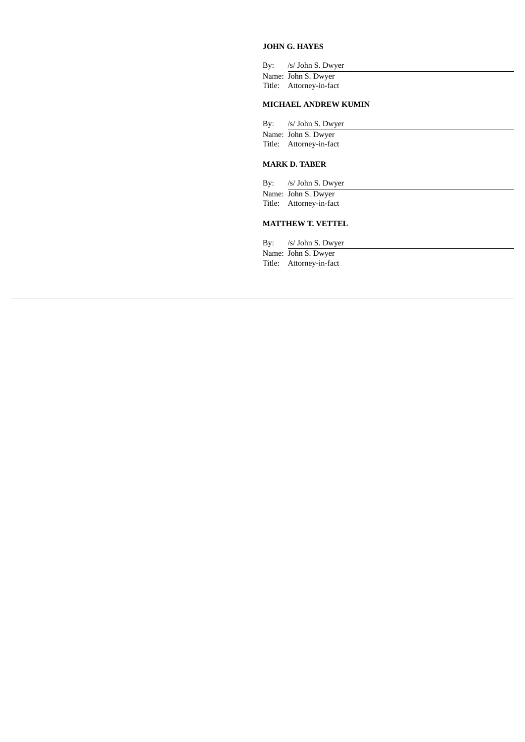**JOHN G. HAYES**

By: /s/ John S. Dwyer
Name: John S. Dwyer
Title: Attorney-in-fact

**MICHAEL ANDREW KUMIN**

By: /s/ John S. Dwyer
Name: John S. Dwyer
Title: Attorney-in-fact

**MARK D. TABER**

By: /s/ John S. Dwyer
Name: John S. Dwyer
Title: Attorney-in-fact

**MATTHEW T. VETTEL**

By: /s/ John S. Dwyer
Name: John S. Dwyer
Title: Attorney-in-fact